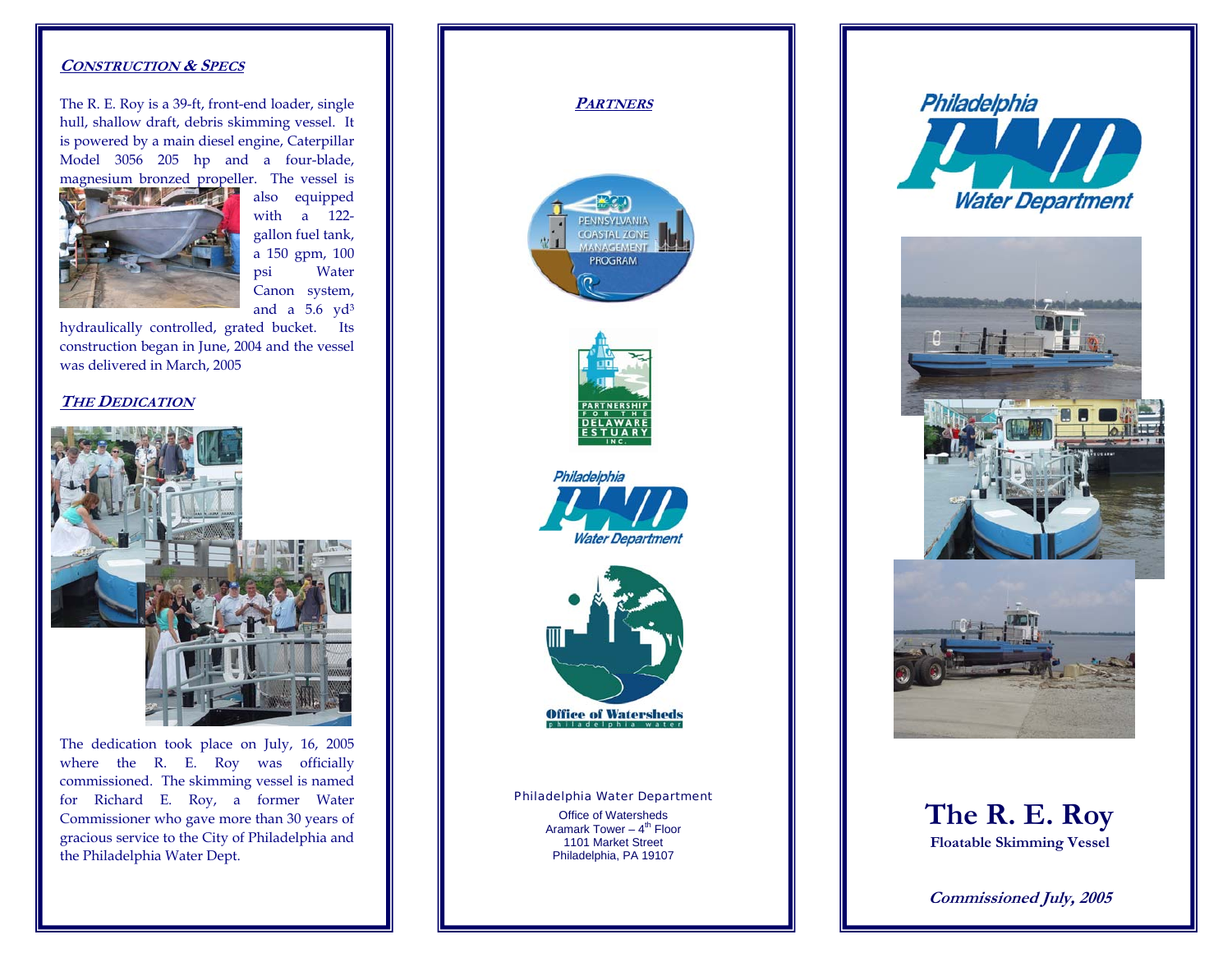## CONSTRUCTION & SPECS

The R. E. Roy is a 39-ft, front-end loader, single hull, shallow draft, debris skimming vessel. It is powered by a main diesel engine, Caterpillar Model 3056 205 hp and a four-blade, magnesium bronzed propeller. The vessel is also equipped with a 122-gallon fuel tank, a 150 gpm, 100 psi Water Canon system, and a 5.6 $yd^3$ hydraulically controlled, grated bucket. Its construction began in June, 2004 and the vessel was delivered in March, 2005

## THE DEDICATION

The dedication took place on July, 16, 2005 where the R. E. Roy was officially commissioned. The skimming vessel is named for Richard E. Roy, a former Water Commissioner who gave more than 30 years of gracious service to the City of Philadelphia and the Philadelphia Water Dept.

## PARTNERS

Pennsylvania Coastal Zone Management Program

Partnership for the Delaware Estuary Inc.

Philadelphia Water Department

Office of Watersheds philadelphia water

Philadelphia Water Department
Office of Watersheds
Aramark Tower – 4th Floor
1101 Market Street
Philadelphia, PA 19107

Philadelphia Water Department

# The R. E. Roy

**Floatable Skimming Vessel**

***Commissioned July, 2005***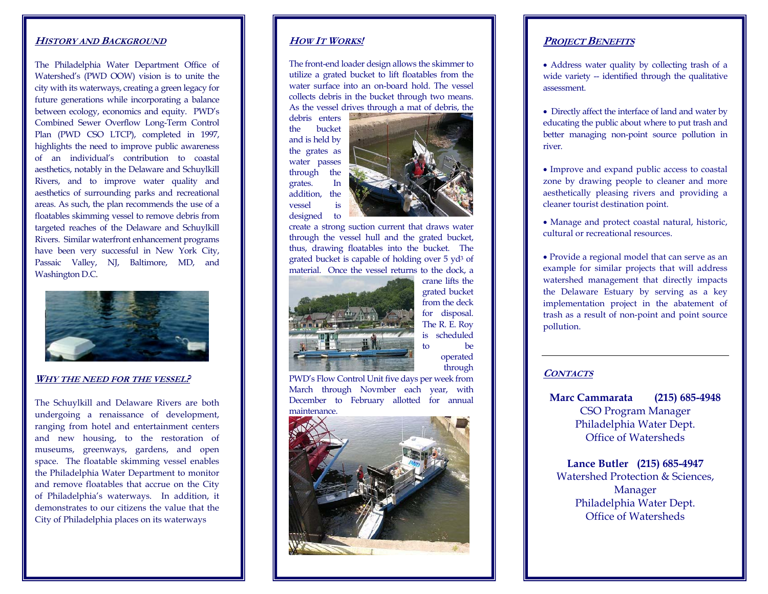## *History and Background*

The Philadelphia Water Department Office of Watershed's (PWD OOW) vision is to unite the city with its waterways, creating a green legacy for future generations while incorporating a balance between ecology, economics and equity. PWD's Combined Sewer Overflow Long-Term Control Plan (PWD CSO LTCP), completed in 1997, highlights the need to improve public awareness of an individual's contribution to coastal aesthetics, notably in the Delaware and Schuylkill Rivers, and to improve water quality and aesthetics of surrounding parks and recreational areas. As such, the plan recommends the use of a floatables skimming vessel to remove debris from targeted reaches of the Delaware and Schuylkill Rivers. Similar waterfront enhancement programs have been very successful in New York City, Passaic Valley, NJ, Baltimore, MD, and Washington D.C.

## *Why the Need for the Vessel?*

The Schuylkill and Delaware Rivers are both undergoing a renaissance of development, ranging from hotel and entertainment centers and new housing, to the restoration of museums, greenways, gardens, and open space. The floatable skimming vessel enables the Philadelphia Water Department to monitor and remove floatables that accrue on the City of Philadelphia's waterways. In addition, it demonstrates to our citizens the value that the City of Philadelphia places on its waterways

## *How It Works!*

The front-end loader design allows the skimmer to utilize a grated bucket to lift floatables from the water surface into an on-board hold. The vessel collects debris in the bucket through two means. As the vessel drives through a mat of debris, the debris enters the bucket and is held by the grates as water passes through the grates. In addition, the vessel is designed to create a strong suction current that draws water through the vessel hull and the grated bucket, thus, drawing floatables into the bucket. The grated bucket is capable of holding over 5 yd$^3$ of material. Once the vessel returns to the dock, a crane lifts the grated bucket from the deck for disposal. The R. E. Roy is scheduled to be operated through PWD's Flow Control Unit five days per week from March through Novmber each year, with December to February allotted for annual maintenance.

## *Project Benefits*

- Address water quality by collecting trash of a wide variety -- identified through the qualitative assessment.
- Directly affect the interface of land and water by educating the public about where to put trash and better managing non-point source pollution in river.
- Improve and expand public access to coastal zone by drawing people to cleaner and more aesthetically pleasing rivers and providing a cleaner tourist destination point.
- Manage and protect coastal natural, historic, cultural or recreational resources.
- Provide a regional model that can serve as an example for similar projects that will address watershed management that directly impacts the Delaware Estuary by serving as a key implementation project in the abatement of trash as a result of non-point and point source pollution.

---

## *Contacts*

**Marc Cammarata (215) 685-4948**
CSO Program Manager
Philadelphia Water Dept.
Office of Watersheds

**Lance Butler (215) 685-4947**
Watershed Protection & Sciences, Manager
Philadelphia Water Dept.
Office of Watersheds